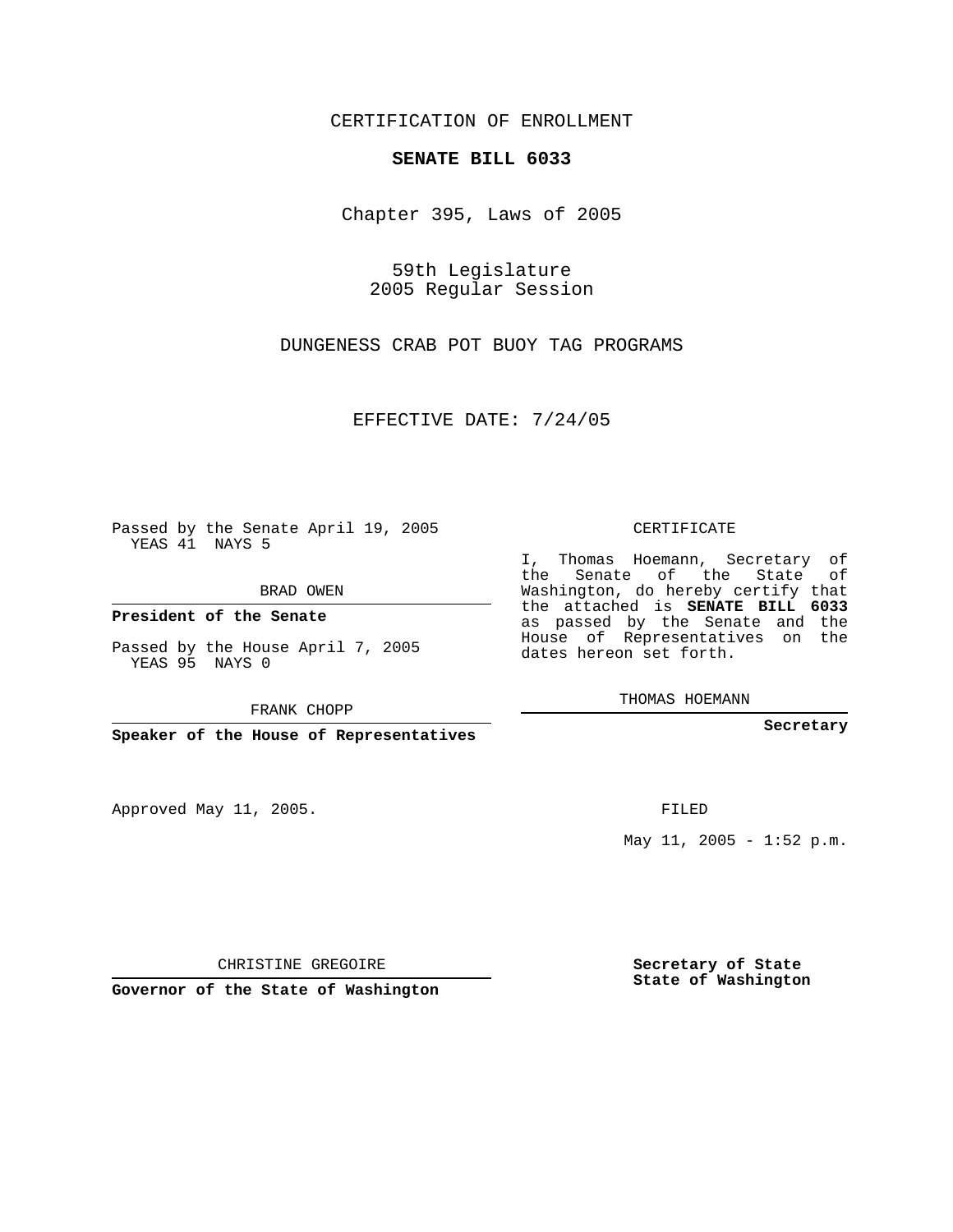CERTIFICATION OF ENROLLMENT

# SENATE BILL 6033

Chapter 395, Laws of 2005

59th Legislature
2005 Regular Session

DUNGENESS CRAB POT BUOY TAG PROGRAMS

EFFECTIVE DATE: 7/24/05

Passed by the Senate April 19, 2005
YEAS 41 NAYS 5

BRAD OWEN

**President of the Senate**

Passed by the House April 7, 2005
YEAS 95 NAYS 0

FRANK CHOPP

**Speaker of the House of Representatives**

CERTIFICATE

I, Thomas Hoemann, Secretary of the Senate of the State of Washington, do hereby certify that the attached is **SENATE BILL 6033** as passed by the Senate and the House of Representatives on the dates hereon set forth.

THOMAS HOEMANN

**Secretary**

Approved May 11, 2005.

FILED

May 11, 2005 - 1:52 p.m.

CHRISTINE GREGOIRE

**Governor of the State of Washington**

**Secretary of State**
**State of Washington**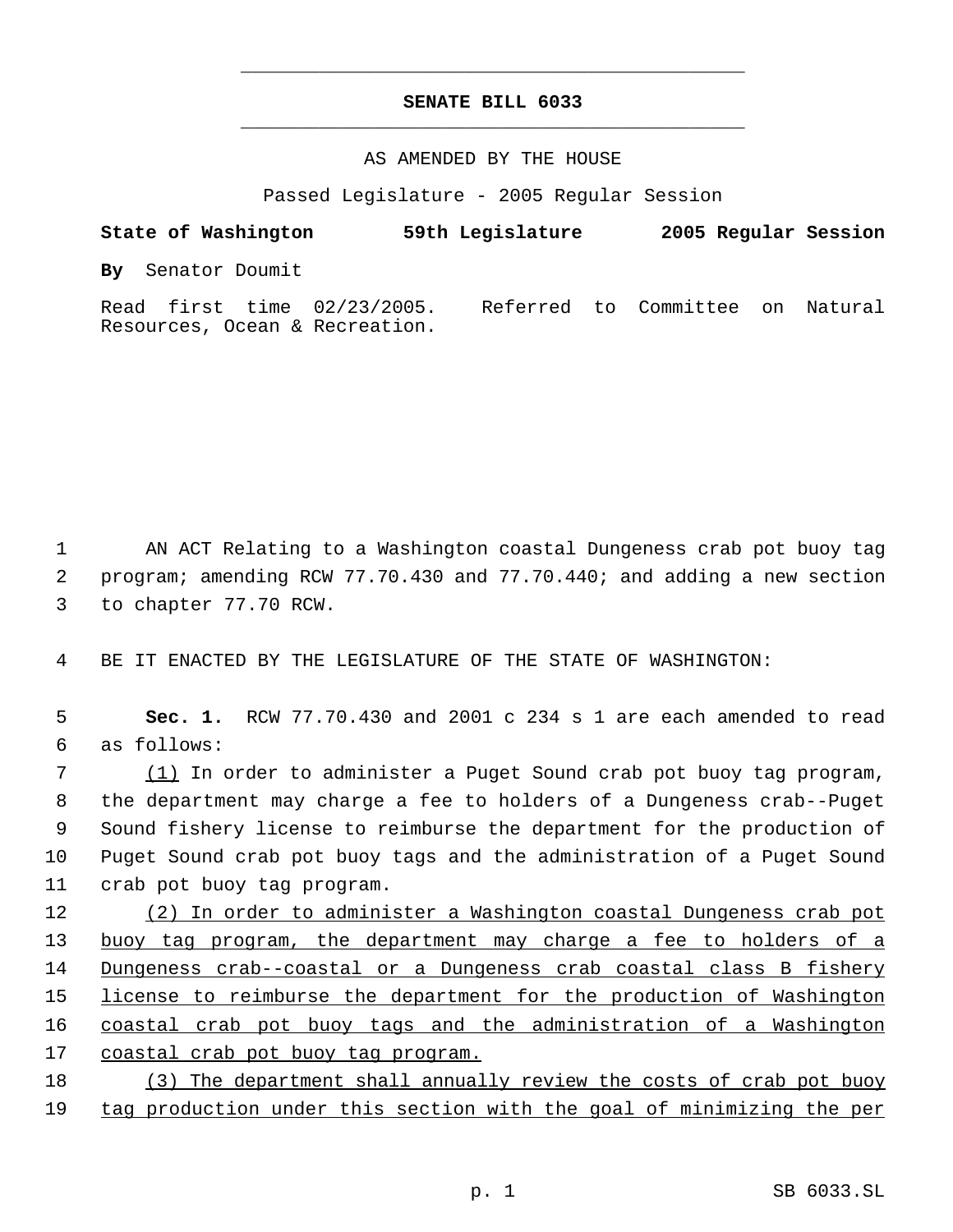# SENATE BILL 6033

AS AMENDED BY THE HOUSE

Passed Legislature - 2005 Regular Session

**State of Washington 59th Legislature 2005 Regular Session**

**By** Senator Doumit

Read first time 02/23/2005. Referred to Committee on Natural Resources, Ocean & Recreation.

AN ACT Relating to a Washington coastal Dungeness crab pot buoy tag program; amending RCW 77.70.430 and 77.70.440; and adding a new section to chapter 77.70 RCW.

BE IT ENACTED BY THE LEGISLATURE OF THE STATE OF WASHINGTON:

**Sec. 1.** RCW 77.70.430 and 2001 c 234 s 1 are each amended to read as follows:

<u>(1)</u> In order to administer a Puget Sound crab pot buoy tag program, the department may charge a fee to holders of a Dungeness crab--Puget Sound fishery license to reimburse the department for the production of Puget Sound crab pot buoy tags and the administration of a Puget Sound crab pot buoy tag program.

<u>(2) In order to administer a Washington coastal Dungeness crab pot buoy tag program, the department may charge a fee to holders of a Dungeness crab--coastal or a Dungeness crab coastal class B fishery license to reimburse the department for the production of Washington coastal crab pot buoy tags and the administration of a Washington coastal crab pot buoy tag program.</u>

<u>(3) The department shall annually review the costs of crab pot buoy tag production under this section with the goal of minimizing the per</u>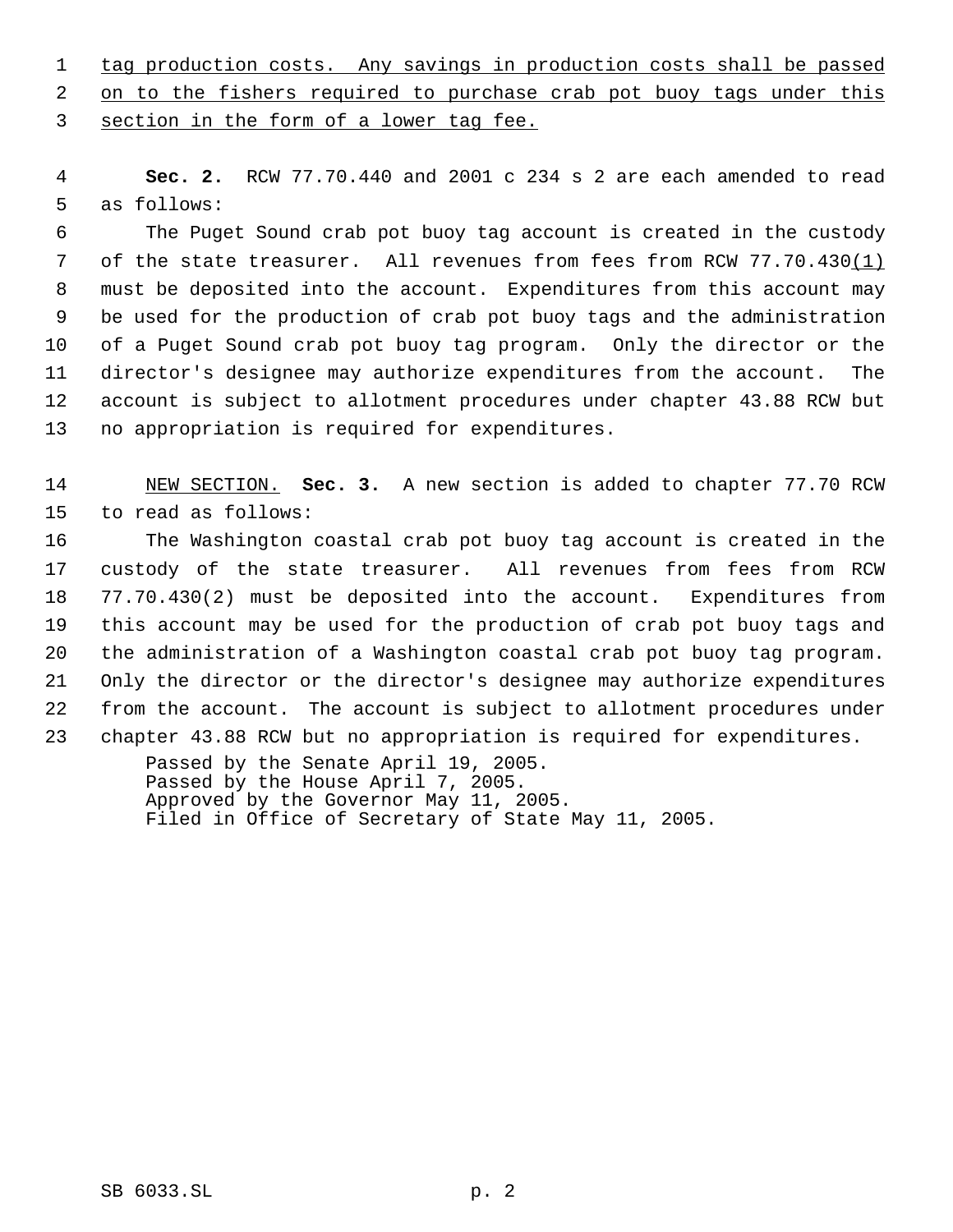tag production costs. Any savings in production costs shall be passed on to the fishers required to purchase crab pot buoy tags under this section in the form of a lower tag fee.

**Sec. 2.** RCW 77.70.440 and 2001 c 234 s 2 are each amended to read as follows:

The Puget Sound crab pot buoy tag account is created in the custody of the state treasurer. All revenues from fees from RCW 77.70.430(1) must be deposited into the account. Expenditures from this account may be used for the production of crab pot buoy tags and the administration of a Puget Sound crab pot buoy tag program. Only the director or the director's designee may authorize expenditures from the account. The account is subject to allotment procedures under chapter 43.88 RCW but no appropriation is required for expenditures.

NEW SECTION. **Sec. 3.** A new section is added to chapter 77.70 RCW to read as follows:

The Washington coastal crab pot buoy tag account is created in the custody of the state treasurer. All revenues from fees from RCW 77.70.430(2) must be deposited into the account. Expenditures from this account may be used for the production of crab pot buoy tags and the administration of a Washington coastal crab pot buoy tag program. Only the director or the director's designee may authorize expenditures from the account. The account is subject to allotment procedures under chapter 43.88 RCW but no appropriation is required for expenditures.

Passed by the Senate April 19, 2005.
Passed by the House April 7, 2005.
Approved by the Governor May 11, 2005.
Filed in Office of Secretary of State May 11, 2005.